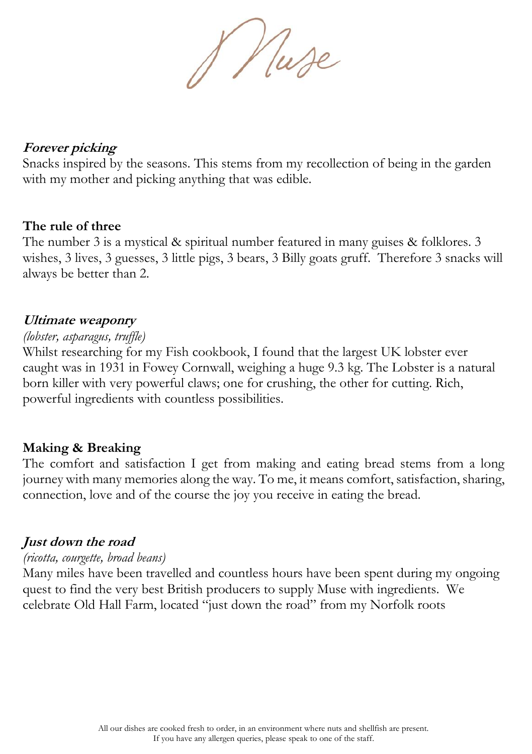# Muse

***Forever picking***

Snacks inspired by the seasons. This stems from my recollection of being in the garden with my mother and picking anything that was edible.

**The rule of three**

The number 3 is a mystical & spiritual number featured in many guises & folklores. 3 wishes, 3 lives, 3 guesses, 3 little pigs, 3 bears, 3 Billy goats gruff. Therefore 3 snacks will always be better than 2.

***Ultimate weaponry***

*(lobster, asparagus, truffle)*

Whilst researching for my Fish cookbook, I found that the largest UK lobster ever caught was in 1931 in Fowey Cornwall, weighing a huge 9.3 kg. The Lobster is a natural born killer with very powerful claws; one for crushing, the other for cutting. Rich, powerful ingredients with countless possibilities.

**Making & Breaking**

The comfort and satisfaction I get from making and eating bread stems from a long journey with many memories along the way. To me, it means comfort, satisfaction, sharing, connection, love and of the course the joy you receive in eating the bread.

***Just down the road***

*(ricotta, courgette, broad beans)*

Many miles have been travelled and countless hours have been spent during my ongoing quest to find the very best British producers to supply Muse with ingredients. We celebrate Old Hall Farm, located "just down the road" from my Norfolk roots

All our dishes are cooked fresh to order, in an environment where nuts and shellfish are present.
If you have any allergen queries, please speak to one of the staff.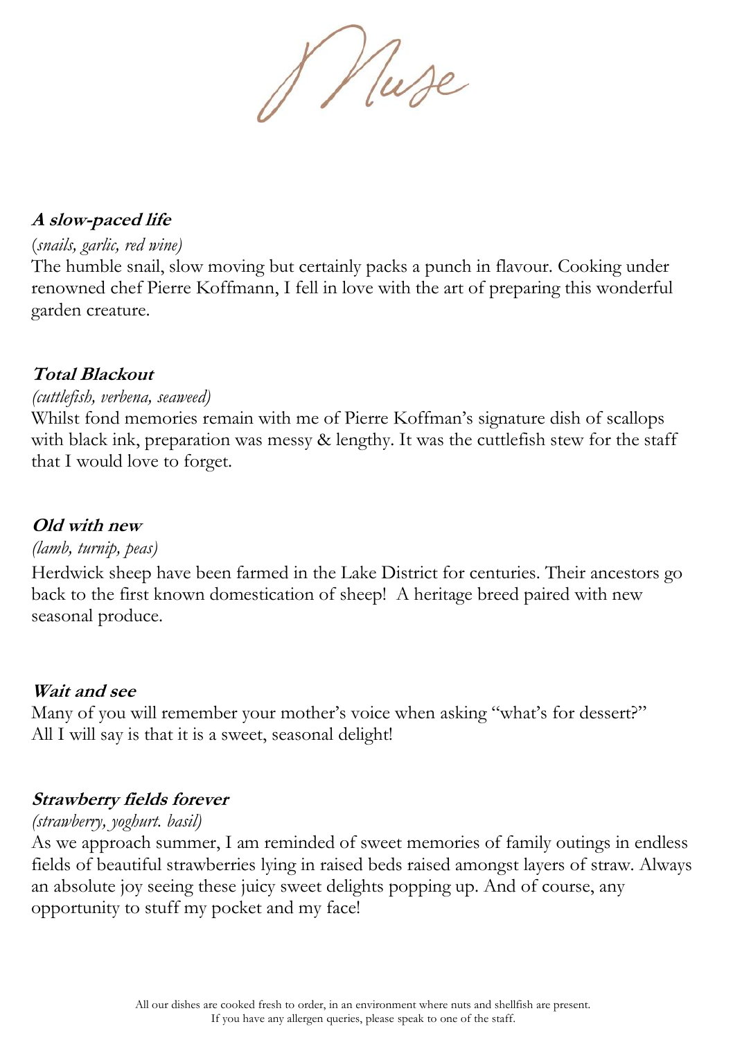# Muse

***A slow-paced life***

*(snails, garlic, red wine)*

The humble snail, slow moving but certainly packs a punch in flavour. Cooking under renowned chef Pierre Koffmann, I fell in love with the art of preparing this wonderful garden creature.

***Total Blackout***

*(cuttlefish, verbena, seaweed)*

Whilst fond memories remain with me of Pierre Koffman's signature dish of scallops with black ink, preparation was messy & lengthy. It was the cuttlefish stew for the staff that I would love to forget.

***Old with new***

*(lamb, turnip, peas)*

Herdwick sheep have been farmed in the Lake District for centuries. Their ancestors go back to the first known domestication of sheep! A heritage breed paired with new seasonal produce.

***Wait and see***

Many of you will remember your mother's voice when asking "what's for dessert?" All I will say is that it is a sweet, seasonal delight!

***Strawberry fields forever***

*(strawberry, yoghurt. basil)*

As we approach summer, I am reminded of sweet memories of family outings in endless fields of beautiful strawberries lying in raised beds raised amongst layers of straw. Always an absolute joy seeing these juicy sweet delights popping up. And of course, any opportunity to stuff my pocket and my face!

All our dishes are cooked fresh to order, in an environment where nuts and shellfish are present.
If you have any allergen queries, please speak to one of the staff.